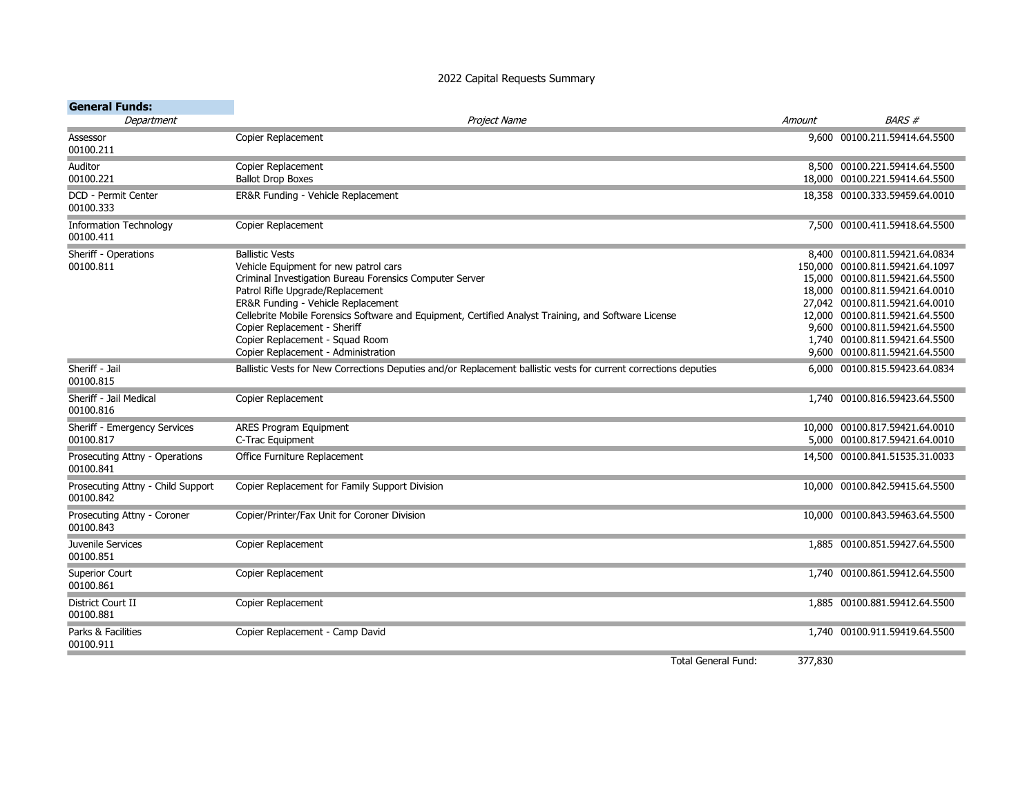# 2022 Capital Requests Summary

**General Funds:**

| *Department* | *Project Name* | *Amount* | *BARS #* |
|---|---|---|---|
| Assessor 00100.211 | Copier Replacement | 9,600 | 00100.211.59414.64.5500 |
| Auditor 00100.221 | Copier Replacement | 8,500 | 00100.221.59414.64.5500 |
| | Ballot Drop Boxes | 18,000 | 00100.221.59414.64.5500 |
| DCD - Permit Center 00100.333 | ER&R Funding - Vehicle Replacement | 18,358 | 00100.333.59459.64.0010 |
| Information Technology 00100.411 | Copier Replacement | 7,500 | 00100.411.59418.64.5500 |
| Sheriff - Operations 00100.811 | Ballistic Vests | 8,400 | 00100.811.59421.64.0834 |
| | Vehicle Equipment for new patrol cars | 150,000 | 00100.811.59421.64.1097 |
| | Criminal Investigation Bureau Forensics Computer Server | 15,000 | 00100.811.59421.64.5500 |
| | Patrol Rifle Upgrade/Replacement | 18,000 | 00100.811.59421.64.0010 |
| | ER&R Funding - Vehicle Replacement | 27,042 | 00100.811.59421.64.0010 |
| | Cellebrite Mobile Forensics Software and Equipment, Certified Analyst Training, and Software License | 12,000 | 00100.811.59421.64.5500 |
| | Copier Replacement - Sheriff | 9,600 | 00100.811.59421.64.5500 |
| | Copier Replacement - Squad Room | 1,740 | 00100.811.59421.64.5500 |
| | Copier Replacement - Administration | 9,600 | 00100.811.59421.64.5500 |
| Sheriff - Jail 00100.815 | Ballistic Vests for New Corrections Deputies and/or Replacement ballistic vests for current corrections deputies | 6,000 | 00100.815.59423.64.0834 |
| Sheriff - Jail Medical 00100.816 | Copier Replacement | 1,740 | 00100.816.59423.64.5500 |
| Sheriff - Emergency Services 00100.817 | ARES Program Equipment | 10,000 | 00100.817.59421.64.0010 |
| | C-Trac Equipment | 5,000 | 00100.817.59421.64.0010 |
| Prosecuting Attny - Operations 00100.841 | Office Furniture Replacement | 14,500 | 00100.841.51535.31.0033 |
| Prosecuting Attny - Child Support 00100.842 | Copier Replacement for Family Support Division | 10,000 | 00100.842.59415.64.5500 |
| Prosecuting Attny - Coroner 00100.843 | Copier/Printer/Fax Unit for Coroner Division | 10,000 | 00100.843.59463.64.5500 |
| Juvenile Services 00100.851 | Copier Replacement | 1,885 | 00100.851.59427.64.5500 |
| Superior Court 00100.861 | Copier Replacement | 1,740 | 00100.861.59412.64.5500 |
| District Court II 00100.881 | Copier Replacement | 1,885 | 00100.881.59412.64.5500 |
| Parks & Facilities 00100.911 | Copier Replacement - Camp David | 1,740 | 00100.911.59419.64.5500 |
| | Total General Fund: | 377,830 | |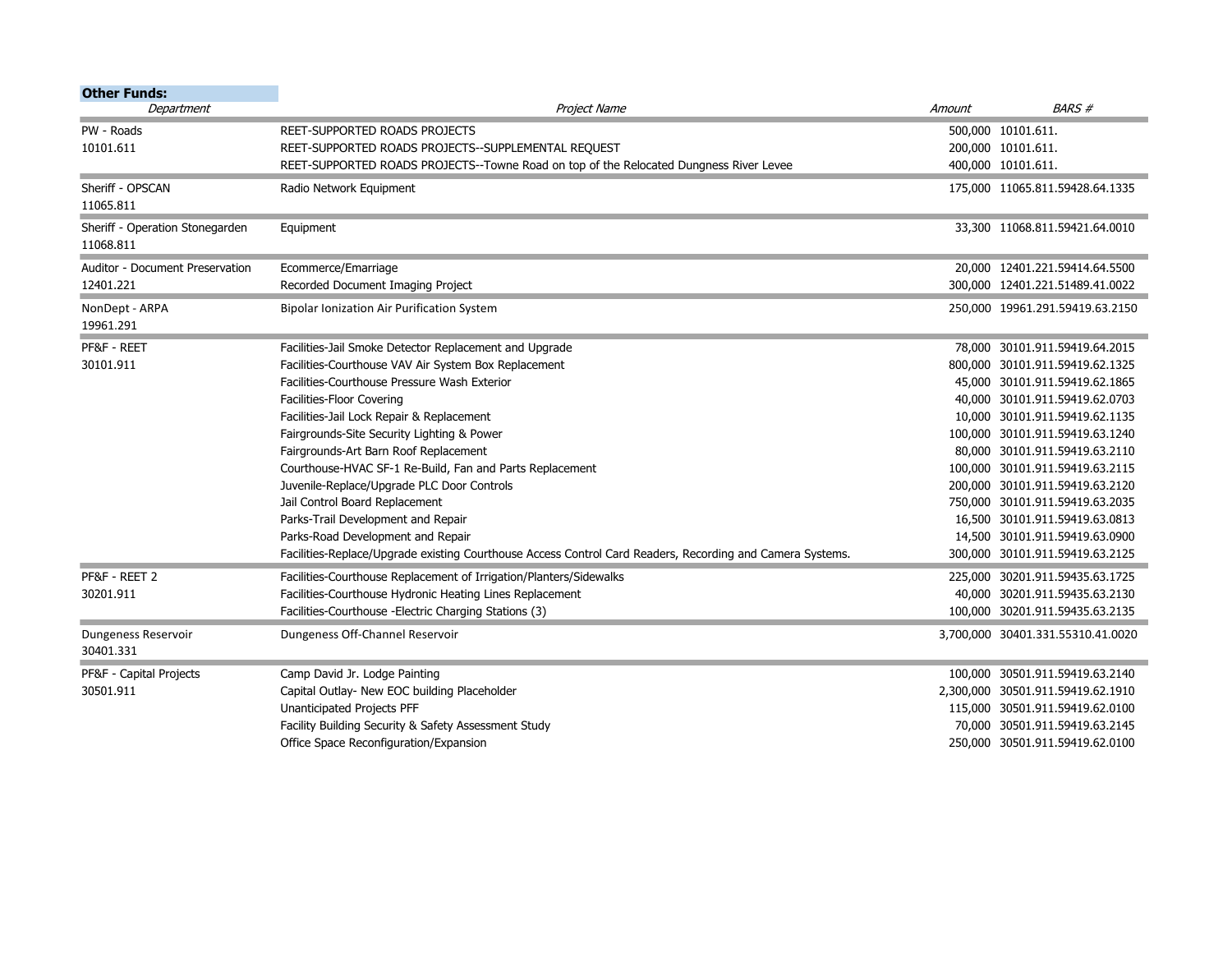**Other Funds:**

| *Department* | *Project Name* | *Amount* | *BARS #* |
|---|---|---|---|
| PW - Roads | REET-SUPPORTED ROADS PROJECTS | 500,000 | 10101.611. |
| 10101.611 | REET-SUPPORTED ROADS PROJECTS--SUPPLEMENTAL REQUEST | 200,000 | 10101.611. |
| | REET-SUPPORTED ROADS PROJECTS--Towne Road on top of the Relocated Dungness River Levee | 400,000 | 10101.611. |
| Sheriff - OPSCAN<br>11065.811 | Radio Network Equipment | 175,000 | 11065.811.59428.64.1335 |
| Sheriff - Operation Stonegarden<br>11068.811 | Equipment | 33,300 | 11068.811.59421.64.0010 |
| Auditor - Document Preservation | Ecommerce/Emarriage | 20,000 | 12401.221.59414.64.5500 |
| 12401.221 | Recorded Document Imaging Project | 300,000 | 12401.221.51489.41.0022 |
| NonDept - ARPA<br>19961.291 | Bipolar Ionization Air Purification System | 250,000 | 19961.291.59419.63.2150 |
| PF&F - REET | Facilities-Jail Smoke Detector Replacement and Upgrade | 78,000 | 30101.911.59419.64.2015 |
| 30101.911 | Facilities-Courthouse VAV Air System Box Replacement | 800,000 | 30101.911.59419.62.1325 |
| | Facilities-Courthouse Pressure Wash Exterior | 45,000 | 30101.911.59419.62.1865 |
| | Facilities-Floor Covering | 40,000 | 30101.911.59419.62.0703 |
| | Facilities-Jail Lock Repair & Replacement | 10,000 | 30101.911.59419.62.1135 |
| | Fairgrounds-Site Security Lighting & Power | 100,000 | 30101.911.59419.63.1240 |
| | Fairgrounds-Art Barn Roof Replacement | 80,000 | 30101.911.59419.63.2110 |
| | Courthouse-HVAC SF-1 Re-Build, Fan and Parts Replacement | 100,000 | 30101.911.59419.63.2115 |
| | Juvenile-Replace/Upgrade PLC Door Controls | 200,000 | 30101.911.59419.63.2120 |
| | Jail Control Board Replacement | 750,000 | 30101.911.59419.63.2035 |
| | Parks-Trail Development and Repair | 16,500 | 30101.911.59419.63.0813 |
| | Parks-Road Development and Repair | 14,500 | 30101.911.59419.63.0900 |
| | Facilities-Replace/Upgrade existing Courthouse Access Control Card Readers, Recording and Camera Systems. | 300,000 | 30101.911.59419.63.2125 |
| PF&F - REET 2 | Facilities-Courthouse Replacement of Irrigation/Planters/Sidewalks | 225,000 | 30201.911.59435.63.1725 |
| 30201.911 | Facilities-Courthouse Hydronic Heating Lines Replacement | 40,000 | 30201.911.59435.63.2130 |
| | Facilities-Courthouse -Electric Charging Stations (3) | 100,000 | 30201.911.59435.63.2135 |
| Dungeness Reservoir<br>30401.331 | Dungeness Off-Channel Reservoir | 3,700,000 | 30401.331.55310.41.0020 |
| PF&F - Capital Projects | Camp David Jr. Lodge Painting | 100,000 | 30501.911.59419.63.2140 |
| 30501.911 | Capital Outlay- New EOC building Placeholder | 2,300,000 | 30501.911.59419.62.1910 |
| | Unanticipated Projects PFF | 115,000 | 30501.911.59419.62.0100 |
| | Facility Building Security & Safety Assessment Study | 70,000 | 30501.911.59419.63.2145 |
| | Office Space Reconfiguration/Expansion | 250,000 | 30501.911.59419.62.0100 |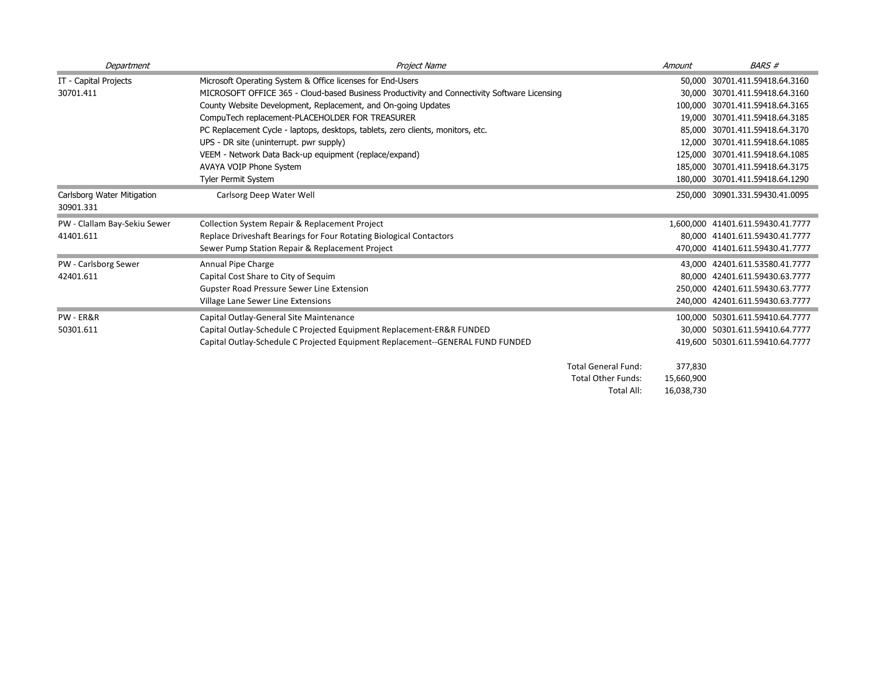| *Department* | *Project Name* | *Amount* | *BARS #* |
|---|---|---|---|
| IT - Capital Projects | Microsoft Operating System & Office licenses for End-Users | 50,000 | 30701.411.59418.64.3160 |
| 30701.411 | MICROSOFT OFFICE 365 - Cloud-based Business Productivity and Connectivity Software Licensing | 30,000 | 30701.411.59418.64.3160 |
| | County Website Development, Replacement, and On-going Updates | 100,000 | 30701.411.59418.64.3165 |
| | CompuTech replacement-PLACEHOLDER FOR TREASURER | 19,000 | 30701.411.59418.64.3185 |
| | PC Replacement Cycle - laptops, desktops, tablets, zero clients, monitors, etc. | 85,000 | 30701.411.59418.64.3170 |
| | UPS - DR site (uninterrupt. pwr supply) | 12,000 | 30701.411.59418.64.1085 |
| | VEEM - Network Data Back-up equipment (replace/expand) | 125,000 | 30701.411.59418.64.1085 |
| | AVAYA VOIP Phone System | 185,000 | 30701.411.59418.64.3175 |
| | Tyler Permit System | 180,000 | 30701.411.59418.64.1290 |
| Carlsborg Water Mitigation 30901.331 | Carlsorg Deep Water Well | 250,000 | 30901.331.59430.41.0095 |
| PW - Clallam Bay-Sekiu Sewer | Collection System Repair & Replacement Project | 1,600,000 | 41401.611.59430.41.7777 |
| 41401.611 | Replace Driveshaft Bearings for Four Rotating Biological Contactors | 80,000 | 41401.611.59430.41.7777 |
| | Sewer Pump Station Repair & Replacement Project | 470,000 | 41401.611.59430.41.7777 |
| PW - Carlsborg Sewer | Annual Pipe Charge | 43,000 | 42401.611.53580.41.7777 |
| 42401.611 | Capital Cost Share to City of Sequim | 80,000 | 42401.611.59430.63.7777 |
| | Gupster Road Pressure Sewer Line Extension | 250,000 | 42401.611.59430.63.7777 |
| | Village Lane Sewer Line Extensions | 240,000 | 42401.611.59430.63.7777 |
| PW - ER&R | Capital Outlay-General Site Maintenance | 100,000 | 50301.611.59410.64.7777 |
| 50301.611 | Capital Outlay-Schedule C Projected Equipment Replacement-ER&R FUNDED | 30,000 | 50301.611.59410.64.7777 |
| | Capital Outlay-Schedule C Projected Equipment Replacement--GENERAL FUND FUNDED | 419,600 | 50301.611.59410.64.7777 |
| | Total General Fund: | 377,830 | |
| | Total Other Funds: | 15,660,900 | |
| | Total All: | 16,038,730 | |